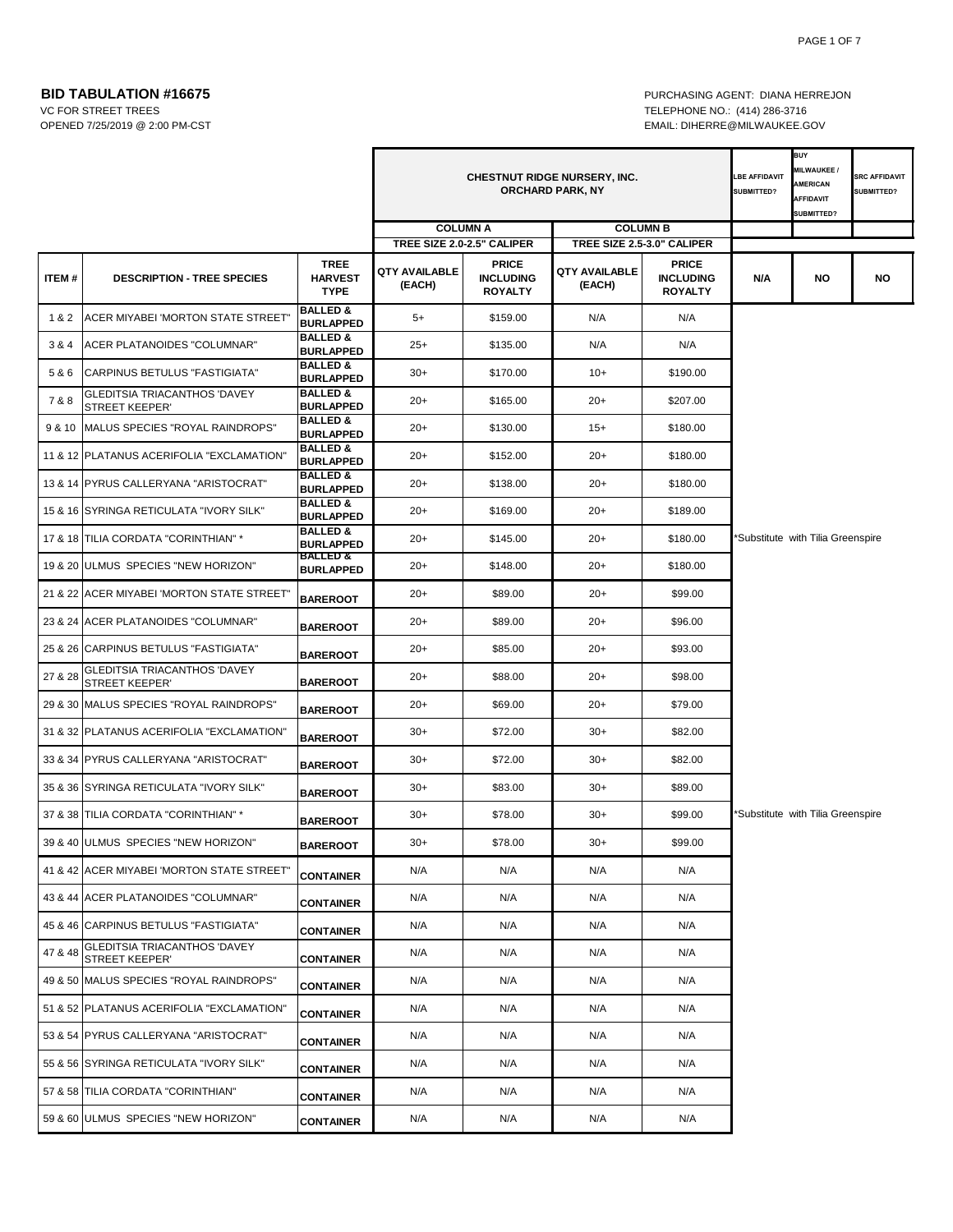**BID TABULATION #16675**

VC FOR STREET TREES

OPENED 7/25/2019 @ 2:00 PM-CST

PURCHASING AGENT: DIANA HERREJON

TELEPHONE NO.: (414) 286-3716

EMAIL: DIHERRE@MILWAUKEE.GOV

| | | | CHESTNUT RIDGE NURSERY, INC. ORCHARD PARK, NY | | | | LBE AFFIDAVIT SUBMITTED? | BUY MILWAUKEE / AMERICAN AFFIDAVIT SUBMITTED? | SRC AFFIDAVIT SUBMITTED? |
|---|---|---|---|---|---|---|---|---|---|
| | | | COLUMN A TREE SIZE 2.0-2.5" CALIPER | | COLUMN B TREE SIZE 2.5-3.0" CALIPER | | | | |
| ITEM # | DESCRIPTION - TREE SPECIES | TREE HARVEST TYPE | QTY AVAILABLE (EACH) | PRICE INCLUDING ROYALTY | QTY AVAILABLE (EACH) | PRICE INCLUDING ROYALTY | N/A | NO | NO |
| 1 & 2 | ACER MIYABEI 'MORTON STATE STREET' | BALLED & BURLAPPED | 5+ | $159.00 | N/A | N/A | | | |
| 3 & 4 | ACER PLATANOIDES "COLUMNAR" | BALLED & BURLAPPED | 25+ | $135.00 | N/A | N/A | | | |
| 5 & 6 | CARPINUS BETULUS "FASTIGIATA" | BALLED & BURLAPPED | 30+ | $170.00 | 10+ | $190.00 | | | |
| 7 & 8 | GLEDITSIA TRIACANTHOS 'DAVEY STREET KEEPER' | BALLED & BURLAPPED | 20+ | $165.00 | 20+ | $207.00 | | | |
| 9 & 10 | MALUS SPECIES "ROYAL RAINDROPS" | BALLED & BURLAPPED | 20+ | $130.00 | 15+ | $180.00 | | | |
| 11 & 12 | PLATANUS ACERIFOLIA "EXCLAMATION" | BALLED & BURLAPPED | 20+ | $152.00 | 20+ | $180.00 | | | |
| 13 & 14 | PYRUS CALLERYANA "ARISTOCRAT" | BALLED & BURLAPPED | 20+ | $138.00 | 20+ | $180.00 | | | |
| 15 & 16 | SYRINGA RETICULATA "IVORY SILK" | BALLED & BURLAPPED | 20+ | $169.00 | 20+ | $189.00 | | | |
| 17 & 18 | TILIA CORDATA "CORINTHIAN" * | BALLED & BURLAPPED | 20+ | $145.00 | 20+ | $180.00 | *Substitute with Tilia Greenspire | | |
| 19 & 20 | ULMUS SPECIES "NEW HORIZON" | BALLED & BURLAPPED | 20+ | $148.00 | 20+ | $180.00 | | | |
| 21 & 22 | ACER MIYABEI 'MORTON STATE STREET' | BAREROOT | 20+ | $89.00 | 20+ | $99.00 | | | |
| 23 & 24 | ACER PLATANOIDES "COLUMNAR" | BAREROOT | 20+ | $89.00 | 20+ | $96.00 | | | |
| 25 & 26 | CARPINUS BETULUS "FASTIGIATA" | BAREROOT | 20+ | $85.00 | 20+ | $93.00 | | | |
| 27 & 28 | GLEDITSIA TRIACANTHOS 'DAVEY STREET KEEPER' | BAREROOT | 20+ | $88.00 | 20+ | $98.00 | | | |
| 29 & 30 | MALUS SPECIES "ROYAL RAINDROPS" | BAREROOT | 20+ | $69.00 | 20+ | $79.00 | | | |
| 31 & 32 | PLATANUS ACERIFOLIA "EXCLAMATION" | BAREROOT | 30+ | $72.00 | 30+ | $82.00 | | | |
| 33 & 34 | PYRUS CALLERYANA "ARISTOCRAT" | BAREROOT | 30+ | $72.00 | 30+ | $82.00 | | | |
| 35 & 36 | SYRINGA RETICULATA "IVORY SILK" | BAREROOT | 30+ | $83.00 | 30+ | $89.00 | | | |
| 37 & 38 | TILIA CORDATA "CORINTHIAN" * | BAREROOT | 30+ | $78.00 | 30+ | $99.00 | *Substitute with Tilia Greenspire | | |
| 39 & 40 | ULMUS SPECIES "NEW HORIZON" | BAREROOT | 30+ | $78.00 | 30+ | $99.00 | | | |
| 41 & 42 | ACER MIYABEI 'MORTON STATE STREET' | CONTAINER | N/A | N/A | N/A | N/A | | | |
| 43 & 44 | ACER PLATANOIDES "COLUMNAR" | CONTAINER | N/A | N/A | N/A | N/A | | | |
| 45 & 46 | CARPINUS BETULUS "FASTIGIATA" | CONTAINER | N/A | N/A | N/A | N/A | | | |
| 47 & 48 | GLEDITSIA TRIACANTHOS 'DAVEY STREET KEEPER' | CONTAINER | N/A | N/A | N/A | N/A | | | |
| 49 & 50 | MALUS SPECIES "ROYAL RAINDROPS" | CONTAINER | N/A | N/A | N/A | N/A | | | |
| 51 & 52 | PLATANUS ACERIFOLIA "EXCLAMATION" | CONTAINER | N/A | N/A | N/A | N/A | | | |
| 53 & 54 | PYRUS CALLERYANA "ARISTOCRAT" | CONTAINER | N/A | N/A | N/A | N/A | | | |
| 55 & 56 | SYRINGA RETICULATA "IVORY SILK" | CONTAINER | N/A | N/A | N/A | N/A | | | |
| 57 & 58 | TILIA CORDATA "CORINTHIAN" | CONTAINER | N/A | N/A | N/A | N/A | | | |
| 59 & 60 | ULMUS SPECIES "NEW HORIZON" | CONTAINER | N/A | N/A | N/A | N/A | | | |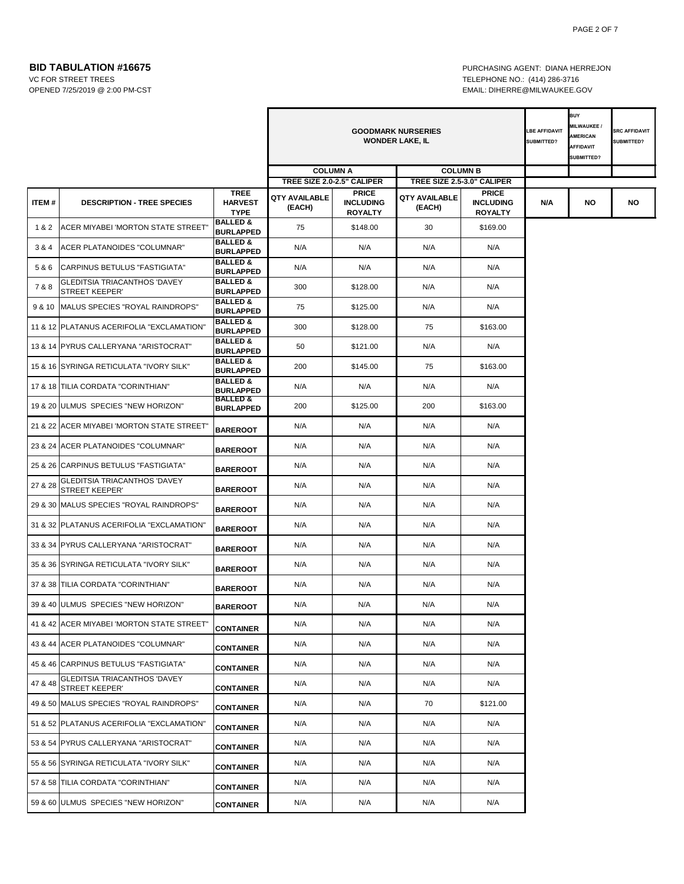**BID TABULATION #16675**

VC FOR STREET TREES
OPENED 7/25/2019 @ 2:00 PM-CST

PURCHASING AGENT: DIANA HERREJON
TELEPHONE NO.: (414) 286-3716
EMAIL: DIHERRE@MILWAUKEE.GOV

| | | | GOODMARK NURSERIES WONDER LAKE, IL | | | | LBE AFFIDAVIT SUBMITTED? | BUY MILWAUKEE / AMERICAN AFFIDAVIT SUBMITTED? | SRC AFFIDAVIT SUBMITTED? |
|---|---|---|---|---|---|---|---|---|---|
| | | | COLUMN A | | COLUMN B | | | | |
| | | | TREE SIZE 2.0-2.5" CALIPER | | TREE SIZE 2.5-3.0" CALIPER | | | | |
| ITEM # | DESCRIPTION - TREE SPECIES | TREE HARVEST TYPE | QTY AVAILABLE (EACH) | PRICE INCLUDING ROYALTY | QTY AVAILABLE (EACH) | PRICE INCLUDING ROYALTY | N/A | NO | NO |
| 1 & 2 | ACER MIYABEI 'MORTON STATE STREET" | BALLED & BURLAPPED | 75 | $148.00 | 30 | $169.00 | | | |
| 3 & 4 | ACER PLATANOIDES "COLUMNAR" | BALLED & BURLAPPED | N/A | N/A | N/A | N/A | | | |
| 5 & 6 | CARPINUS BETULUS "FASTIGIATA" | BALLED & BURLAPPED | N/A | N/A | N/A | N/A | | | |
| 7 & 8 | GLEDITSIA TRIACANTHOS 'DAVEY STREET KEEPER' | BALLED & BURLAPPED | 300 | $128.00 | N/A | N/A | | | |
| 9 & 10 | MALUS SPECIES "ROYAL RAINDROPS" | BALLED & BURLAPPED | 75 | $125.00 | N/A | N/A | | | |
| 11 & 12 | PLATANUS ACERIFOLIA "EXCLAMATION" | BALLED & BURLAPPED | 300 | $128.00 | 75 | $163.00 | | | |
| 13 & 14 | PYRUS CALLERYANA "ARISTOCRAT" | BALLED & BURLAPPED | 50 | $121.00 | N/A | N/A | | | |
| 15 & 16 | SYRINGA RETICULATA "IVORY SILK" | BALLED & BURLAPPED | 200 | $145.00 | 75 | $163.00 | | | |
| 17 & 18 | TILIA CORDATA "CORINTHIAN" | BALLED & BURLAPPED | N/A | N/A | N/A | N/A | | | |
| 19 & 20 | ULMUS SPECIES "NEW HORIZON" | BALLED & BURLAPPED | 200 | $125.00 | 200 | $163.00 | | | |
| 21 & 22 | ACER MIYABEI 'MORTON STATE STREET" | BAREROOT | N/A | N/A | N/A | N/A | | | |
| 23 & 24 | ACER PLATANOIDES "COLUMNAR" | BAREROOT | N/A | N/A | N/A | N/A | | | |
| 25 & 26 | CARPINUS BETULUS "FASTIGIATA" | BAREROOT | N/A | N/A | N/A | N/A | | | |
| 27 & 28 | GLEDITSIA TRIACANTHOS 'DAVEY STREET KEEPER' | BAREROOT | N/A | N/A | N/A | N/A | | | |
| 29 & 30 | MALUS SPECIES "ROYAL RAINDROPS" | BAREROOT | N/A | N/A | N/A | N/A | | | |
| 31 & 32 | PLATANUS ACERIFOLIA "EXCLAMATION" | BAREROOT | N/A | N/A | N/A | N/A | | | |
| 33 & 34 | PYRUS CALLERYANA "ARISTOCRAT" | BAREROOT | N/A | N/A | N/A | N/A | | | |
| 35 & 36 | SYRINGA RETICULATA "IVORY SILK" | BAREROOT | N/A | N/A | N/A | N/A | | | |
| 37 & 38 | TILIA CORDATA "CORINTHIAN" | BAREROOT | N/A | N/A | N/A | N/A | | | |
| 39 & 40 | ULMUS SPECIES "NEW HORIZON" | BAREROOT | N/A | N/A | N/A | N/A | | | |
| 41 & 42 | ACER MIYABEI 'MORTON STATE STREET" | CONTAINER | N/A | N/A | N/A | N/A | | | |
| 43 & 44 | ACER PLATANOIDES "COLUMNAR" | CONTAINER | N/A | N/A | N/A | N/A | | | |
| 45 & 46 | CARPINUS BETULUS "FASTIGIATA" | CONTAINER | N/A | N/A | N/A | N/A | | | |
| 47 & 48 | GLEDITSIA TRIACANTHOS 'DAVEY STREET KEEPER' | CONTAINER | N/A | N/A | N/A | N/A | | | |
| 49 & 50 | MALUS SPECIES "ROYAL RAINDROPS" | CONTAINER | N/A | N/A | 70 | $121.00 | | | |
| 51 & 52 | PLATANUS ACERIFOLIA "EXCLAMATION" | CONTAINER | N/A | N/A | N/A | N/A | | | |
| 53 & 54 | PYRUS CALLERYANA "ARISTOCRAT" | CONTAINER | N/A | N/A | N/A | N/A | | | |
| 55 & 56 | SYRINGA RETICULATA "IVORY SILK" | CONTAINER | N/A | N/A | N/A | N/A | | | |
| 57 & 58 | TILIA CORDATA "CORINTHIAN" | CONTAINER | N/A | N/A | N/A | N/A | | | |
| 59 & 60 | ULMUS SPECIES "NEW HORIZON" | CONTAINER | N/A | N/A | N/A | N/A | | | |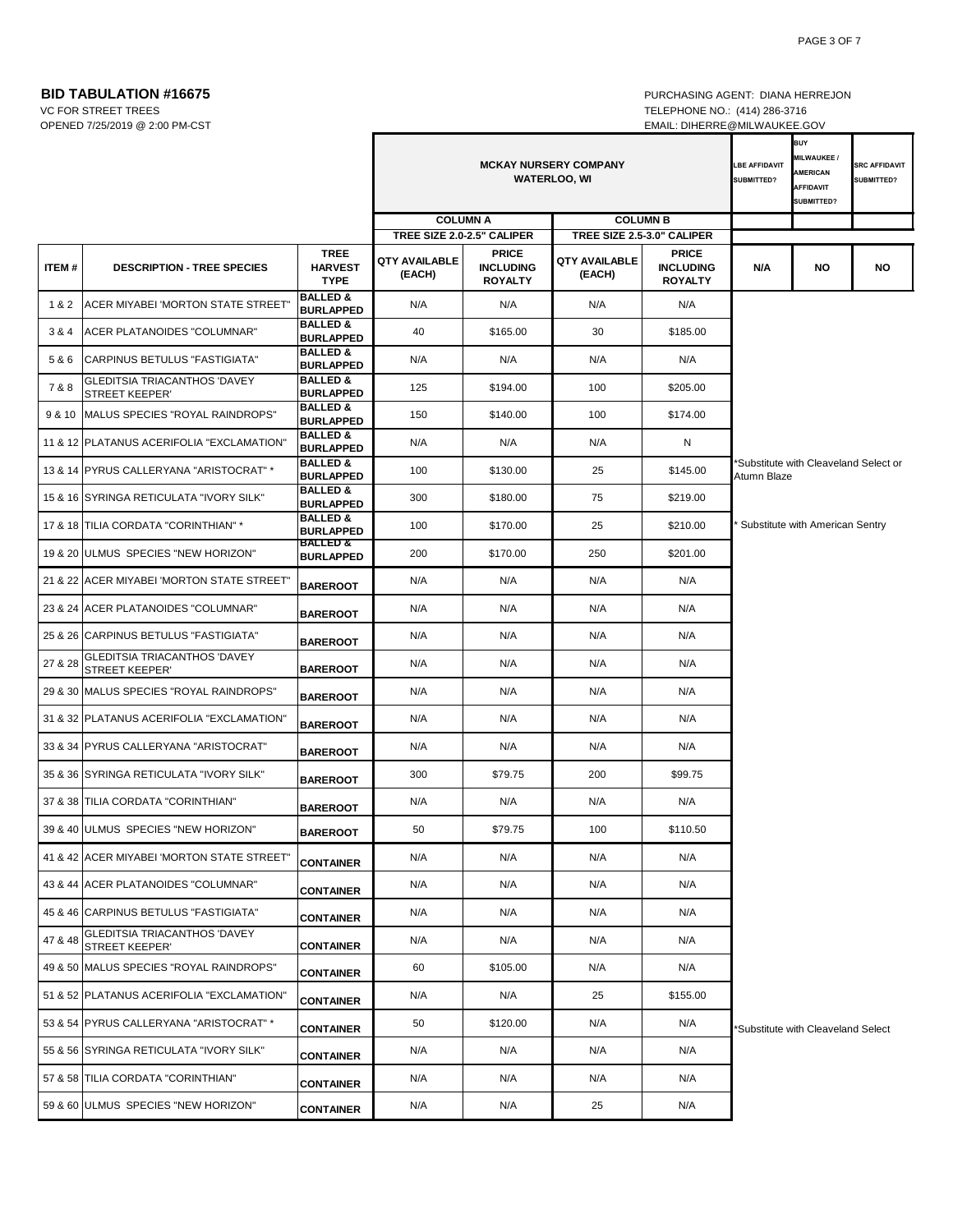**BID TABULATION #16675**

VC FOR STREET TREES

OPENED 7/25/2019 @ 2:00 PM-CST

PURCHASING AGENT: DIANA HERREJON

TELEPHONE NO.: (414) 286-3716

EMAIL: DIHERRE@MILWAUKEE.GOV

| | | | MCKAY NURSERY COMPANY WATERLOO, WI | | | | LBE AFFIDAVIT SUBMITTED? | BUY MILWAUKEE / AMERICAN AFFIDAVIT SUBMITTED? | SRC AFFIDAVIT SUBMITTED? |
|---|---|---|---|---|---|---|---|---|---|
| | | | COLUMN A TREE SIZE 2.0-2.5" CALIPER | | COLUMN B TREE SIZE 2.5-3.0" CALIPER | | | | |
| ITEM # | DESCRIPTION - TREE SPECIES | TREE HARVEST TYPE | QTY AVAILABLE (EACH) | PRICE INCLUDING ROYALTY | QTY AVAILABLE (EACH) | PRICE INCLUDING ROYALTY | N/A | NO | NO |
| 1 & 2 | ACER MIYABEI 'MORTON STATE STREET' | BALLED & BURLAPPED | N/A | N/A | N/A | N/A | | | |
| 3 & 4 | ACER PLATANOIDES "COLUMNAR" | BALLED & BURLAPPED | 40 | $165.00 | 30 | $185.00 | | | |
| 5 & 6 | CARPINUS BETULUS "FASTIGIATA" | BALLED & BURLAPPED | N/A | N/A | N/A | N/A | | | |
| 7 & 8 | GLEDITSIA TRIACANTHOS 'DAVEY STREET KEEPER' | BALLED & BURLAPPED | 125 | $194.00 | 100 | $205.00 | | | |
| 9 & 10 | MALUS SPECIES "ROYAL RAINDROPS" | BALLED & BURLAPPED | 150 | $140.00 | 100 | $174.00 | | | |
| 11 & 12 | PLATANUS ACERIFOLIA "EXCLAMATION" | BALLED & BURLAPPED | N/A | N/A | N/A | N | | | |
| 13 & 14 | PYRUS CALLERYANA "ARISTOCRAT" * | BALLED & BURLAPPED | 100 | $130.00 | 25 | $145.00 | *Substitute with Cleaveland Select or Atumn Blaze | | |
| 15 & 16 | SYRINGA RETICULATA "IVORY SILK" | BALLED & BURLAPPED | 300 | $180.00 | 75 | $219.00 | | | |
| 17 & 18 | TILIA CORDATA "CORINTHIAN" * | BALLED & BURLAPPED | 100 | $170.00 | 25 | $210.00 | * Substitute with American Sentry | | |
| 19 & 20 | ULMUS SPECIES "NEW HORIZON" | BALLED & BURLAPPED | 200 | $170.00 | 250 | $201.00 | | | |
| 21 & 22 | ACER MIYABEI 'MORTON STATE STREET' | BAREROOT | N/A | N/A | N/A | N/A | | | |
| 23 & 24 | ACER PLATANOIDES "COLUMNAR" | BAREROOT | N/A | N/A | N/A | N/A | | | |
| 25 & 26 | CARPINUS BETULUS "FASTIGIATA" | BAREROOT | N/A | N/A | N/A | N/A | | | |
| 27 & 28 | GLEDITSIA TRIACANTHOS 'DAVEY STREET KEEPER' | BAREROOT | N/A | N/A | N/A | N/A | | | |
| 29 & 30 | MALUS SPECIES "ROYAL RAINDROPS" | BAREROOT | N/A | N/A | N/A | N/A | | | |
| 31 & 32 | PLATANUS ACERIFOLIA "EXCLAMATION" | BAREROOT | N/A | N/A | N/A | N/A | | | |
| 33 & 34 | PYRUS CALLERYANA "ARISTOCRAT" | BAREROOT | N/A | N/A | N/A | N/A | | | |
| 35 & 36 | SYRINGA RETICULATA "IVORY SILK" | BAREROOT | 300 | $79.75 | 200 | $99.75 | | | |
| 37 & 38 | TILIA CORDATA "CORINTHIAN" | BAREROOT | N/A | N/A | N/A | N/A | | | |
| 39 & 40 | ULMUS SPECIES "NEW HORIZON" | BAREROOT | 50 | $79.75 | 100 | $110.50 | | | |
| 41 & 42 | ACER MIYABEI 'MORTON STATE STREET' | CONTAINER | N/A | N/A | N/A | N/A | | | |
| 43 & 44 | ACER PLATANOIDES "COLUMNAR" | CONTAINER | N/A | N/A | N/A | N/A | | | |
| 45 & 46 | CARPINUS BETULUS "FASTIGIATA" | CONTAINER | N/A | N/A | N/A | N/A | | | |
| 47 & 48 | GLEDITSIA TRIACANTHOS 'DAVEY STREET KEEPER' | CONTAINER | N/A | N/A | N/A | N/A | | | |
| 49 & 50 | MALUS SPECIES "ROYAL RAINDROPS" | CONTAINER | 60 | $105.00 | N/A | N/A | | | |
| 51 & 52 | PLATANUS ACERIFOLIA "EXCLAMATION" | CONTAINER | N/A | N/A | 25 | $155.00 | | | |
| 53 & 54 | PYRUS CALLERYANA "ARISTOCRAT" * | CONTAINER | 50 | $120.00 | N/A | N/A | *Substitute with Cleaveland Select | | |
| 55 & 56 | SYRINGA RETICULATA "IVORY SILK" | CONTAINER | N/A | N/A | N/A | N/A | | | |
| 57 & 58 | TILIA CORDATA "CORINTHIAN" | CONTAINER | N/A | N/A | N/A | N/A | | | |
| 59 & 60 | ULMUS SPECIES "NEW HORIZON" | CONTAINER | N/A | N/A | 25 | N/A | | | |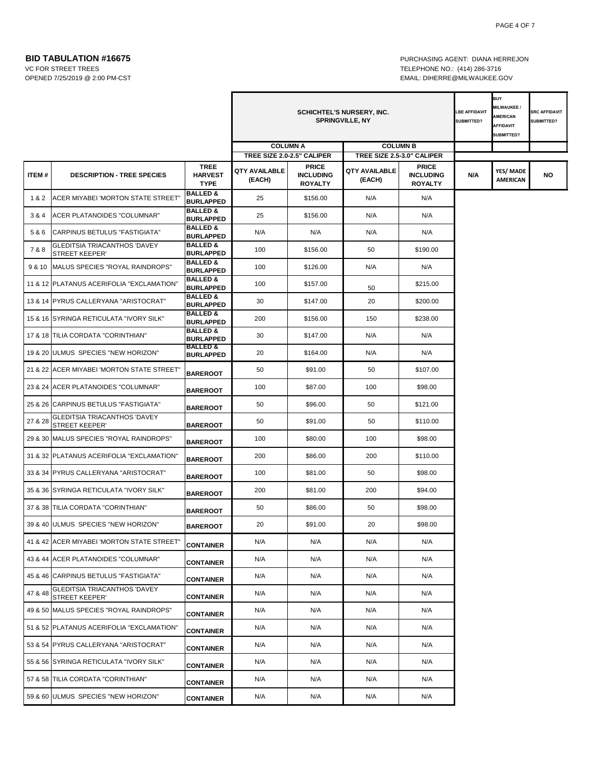**BID TABULATION #16675**

VC FOR STREET TREES
OPENED 7/25/2019 @ 2:00 PM-CST

PURCHASING AGENT: DIANA HERREJON
TELEPHONE NO.: (414) 286-3716
EMAIL: DIHERRE@MILWAUKEE.GOV

| | | | SCHICHTEL'S NURSERY, INC. SPRINGVILLE, NY | | | | LBE AFFIDAVIT SUBMITTED? | BUY MILWAUKEE / AMERICAN AFFIDAVIT SUBMITTED? | SRC AFFIDAVIT SUBMITTED? |
|---|---|---|---|---|---|---|---|---|---|
| | | | COLUMN A | | COLUMN B | | | | |
| | | | TREE SIZE 2.0-2.5" CALIPER | | TREE SIZE 2.5-3.0" CALIPER | | | | |
| ITEM # | DESCRIPTION - TREE SPECIES | TREE HARVEST TYPE | QTY AVAILABLE (EACH) | PRICE INCLUDING ROYALTY | QTY AVAILABLE (EACH) | PRICE INCLUDING ROYALTY | N/A | YES/ MADE AMERICAN | NO |
| 1 & 2 | ACER MIYABEI 'MORTON STATE STREET" | BALLED & BURLAPPED | 25 | $156.00 | N/A | N/A | | | |
| 3 & 4 | ACER PLATANOIDES "COLUMNAR" | BALLED & BURLAPPED | 25 | $156.00 | N/A | N/A | | | |
| 5 & 6 | CARPINUS BETULUS "FASTIGIATA" | BALLED & BURLAPPED | N/A | N/A | N/A | N/A | | | |
| 7 & 8 | GLEDITSIA TRIACANTHOS 'DAVEY STREET KEEPER' | BALLED & BURLAPPED | 100 | $156.00 | 50 | $190.00 | | | |
| 9 & 10 | MALUS SPECIES "ROYAL RAINDROPS" | BALLED & BURLAPPED | 100 | $126.00 | N/A | N/A | | | |
| 11 & 12 | PLATANUS ACERIFOLIA "EXCLAMATION" | BALLED & BURLAPPED | 100 | $157.00 | 50 | $215.00 | | | |
| 13 & 14 | PYRUS CALLERYANA "ARISTOCRAT" | BALLED & BURLAPPED | 30 | $147.00 | 20 | $200.00 | | | |
| 15 & 16 | SYRINGA RETICULATA "IVORY SILK" | BALLED & BURLAPPED | 200 | $156.00 | 150 | $238.00 | | | |
| 17 & 18 | TILIA CORDATA "CORINTHIAN" | BALLED & BURLAPPED | 30 | $147.00 | N/A | N/A | | | |
| 19 & 20 | ULMUS SPECIES "NEW HORIZON" | BALLED & BURLAPPED | 20 | $164.00 | N/A | N/A | | | |
| 21 & 22 | ACER MIYABEI 'MORTON STATE STREET" | BAREROOT | 50 | $91.00 | 50 | $107.00 | | | |
| 23 & 24 | ACER PLATANOIDES "COLUMNAR" | BAREROOT | 100 | $87.00 | 100 | $98.00 | | | |
| 25 & 26 | CARPINUS BETULUS "FASTIGIATA" | BAREROOT | 50 | $96.00 | 50 | $121.00 | | | |
| 27 & 28 | GLEDITSIA TRIACANTHOS 'DAVEY STREET KEEPER' | BAREROOT | 50 | $91.00 | 50 | $110.00 | | | |
| 29 & 30 | MALUS SPECIES "ROYAL RAINDROPS" | BAREROOT | 100 | $80.00 | 100 | $98.00 | | | |
| 31 & 32 | PLATANUS ACERIFOLIA "EXCLAMATION" | BAREROOT | 200 | $86.00 | 200 | $110.00 | | | |
| 33 & 34 | PYRUS CALLERYANA "ARISTOCRAT" | BAREROOT | 100 | $81.00 | 50 | $98.00 | | | |
| 35 & 36 | SYRINGA RETICULATA "IVORY SILK" | BAREROOT | 200 | $81.00 | 200 | $94.00 | | | |
| 37 & 38 | TILIA CORDATA "CORINTHIAN" | BAREROOT | 50 | $86.00 | 50 | $98.00 | | | |
| 39 & 40 | ULMUS SPECIES "NEW HORIZON" | BAREROOT | 20 | $91.00 | 20 | $98.00 | | | |
| 41 & 42 | ACER MIYABEI 'MORTON STATE STREET" | CONTAINER | N/A | N/A | N/A | N/A | | | |
| 43 & 44 | ACER PLATANOIDES "COLUMNAR" | CONTAINER | N/A | N/A | N/A | N/A | | | |
| 45 & 46 | CARPINUS BETULUS "FASTIGIATA" | CONTAINER | N/A | N/A | N/A | N/A | | | |
| 47 & 48 | GLEDITSIA TRIACANTHOS 'DAVEY STREET KEEPER' | CONTAINER | N/A | N/A | N/A | N/A | | | |
| 49 & 50 | MALUS SPECIES "ROYAL RAINDROPS" | CONTAINER | N/A | N/A | N/A | N/A | | | |
| 51 & 52 | PLATANUS ACERIFOLIA "EXCLAMATION" | CONTAINER | N/A | N/A | N/A | N/A | | | |
| 53 & 54 | PYRUS CALLERYANA "ARISTOCRAT" | CONTAINER | N/A | N/A | N/A | N/A | | | |
| 55 & 56 | SYRINGA RETICULATA "IVORY SILK" | CONTAINER | N/A | N/A | N/A | N/A | | | |
| 57 & 58 | TILIA CORDATA "CORINTHIAN" | CONTAINER | N/A | N/A | N/A | N/A | | | |
| 59 & 60 | ULMUS SPECIES "NEW HORIZON" | CONTAINER | N/A | N/A | N/A | N/A | | | |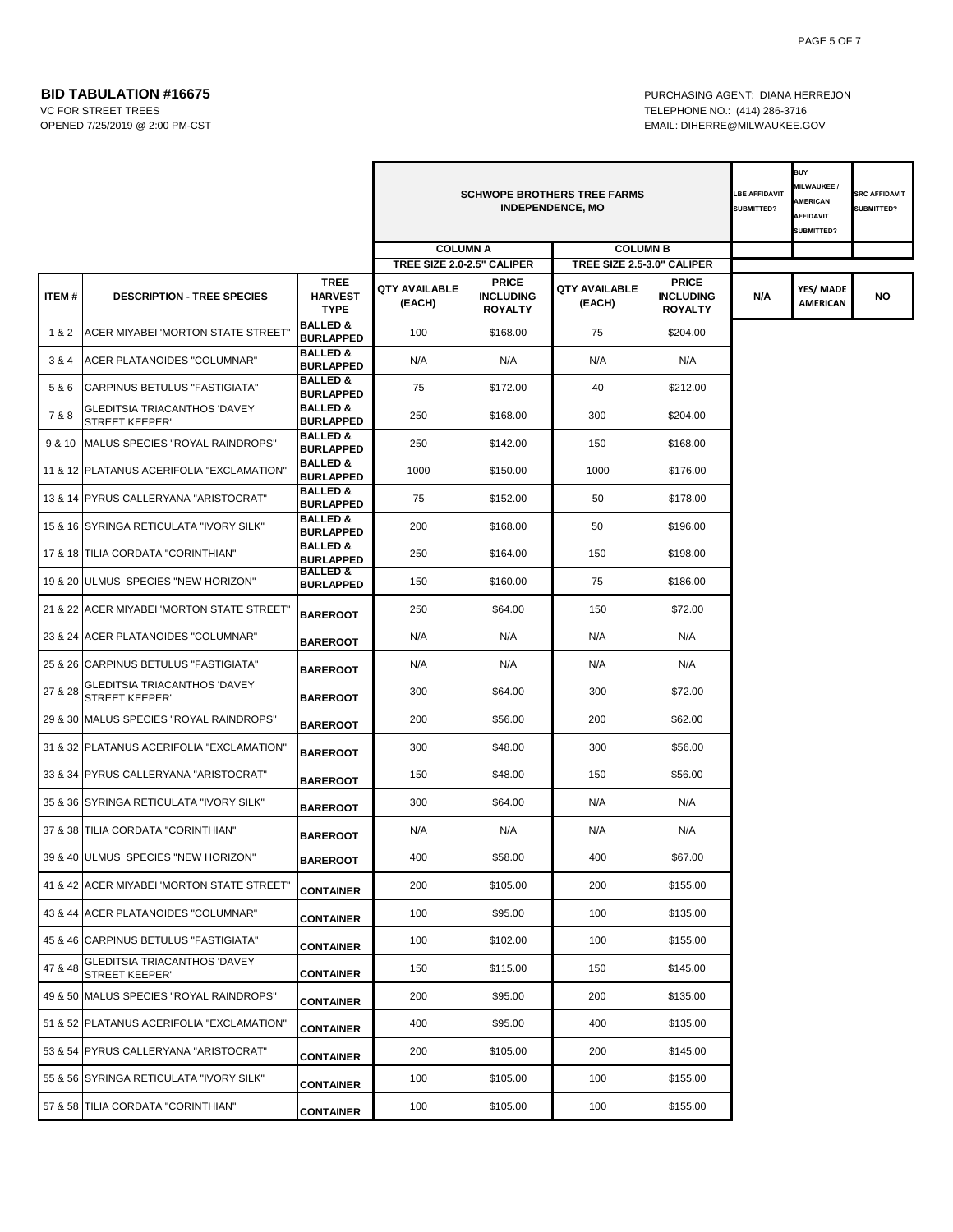**BID TABULATION #16675**

VC FOR STREET TREES

OPENED 7/25/2019 @ 2:00 PM-CST

PURCHASING AGENT: DIANA HERREJON

TELEPHONE NO.: (414) 286-3716

EMAIL: DIHERRE@MILWAUKEE.GOV

| | | | SCHWOPE BROTHERS TREE FARMS INDEPENDENCE, MO | | | | LBE AFFIDAVIT SUBMITTED? | BUY MILWAUKEE / AMERICAN AFFIDAVIT SUBMITTED? | SRC AFFIDAVIT SUBMITTED? |
|---|---|---|---|---|---|---|---|---|---|
| | | | COLUMN A | | COLUMN B | | | | |
| | | | TREE SIZE 2.0-2.5" CALIPER | | TREE SIZE 2.5-3.0" CALIPER | | | | |
| ITEM # | DESCRIPTION - TREE SPECIES | TREE HARVEST TYPE | QTY AVAILABLE (EACH) | PRICE INCLUDING ROYALTY | QTY AVAILABLE (EACH) | PRICE INCLUDING ROYALTY | N/A | YES/ MADE AMERICAN | NO |
| 1 & 2 | ACER MIYABEI 'MORTON STATE STREET' | BALLED & BURLAPPED | 100 | $168.00 | 75 | $204.00 | | | |
| 3 & 4 | ACER PLATANOIDES "COLUMNAR" | BALLED & BURLAPPED | N/A | N/A | N/A | N/A | | | |
| 5 & 6 | CARPINUS BETULUS "FASTIGIATA" | BALLED & BURLAPPED | 75 | $172.00 | 40 | $212.00 | | | |
| 7 & 8 | GLEDITSIA TRIACANTHOS 'DAVEY STREET KEEPER' | BALLED & BURLAPPED | 250 | $168.00 | 300 | $204.00 | | | |
| 9 & 10 | MALUS SPECIES "ROYAL RAINDROPS" | BALLED & BURLAPPED | 250 | $142.00 | 150 | $168.00 | | | |
| 11 & 12 | PLATANUS ACERIFOLIA "EXCLAMATION" | BALLED & BURLAPPED | 1000 | $150.00 | 1000 | $176.00 | | | |
| 13 & 14 | PYRUS CALLERYANA "ARISTOCRAT" | BALLED & BURLAPPED | 75 | $152.00 | 50 | $178.00 | | | |
| 15 & 16 | SYRINGA RETICULATA "IVORY SILK" | BALLED & BURLAPPED | 200 | $168.00 | 50 | $196.00 | | | |
| 17 & 18 | TILIA CORDATA "CORINTHIAN" | BALLED & BURLAPPED | 250 | $164.00 | 150 | $198.00 | | | |
| 19 & 20 | ULMUS SPECIES "NEW HORIZON" | BALLED & BURLAPPED | 150 | $160.00 | 75 | $186.00 | | | |
| 21 & 22 | ACER MIYABEI 'MORTON STATE STREET' | BAREROOT | 250 | $64.00 | 150 | $72.00 | | | |
| 23 & 24 | ACER PLATANOIDES "COLUMNAR" | BAREROOT | N/A | N/A | N/A | N/A | | | |
| 25 & 26 | CARPINUS BETULUS "FASTIGIATA" | BAREROOT | N/A | N/A | N/A | N/A | | | |
| 27 & 28 | GLEDITSIA TRIACANTHOS 'DAVEY STREET KEEPER' | BAREROOT | 300 | $64.00 | 300 | $72.00 | | | |
| 29 & 30 | MALUS SPECIES "ROYAL RAINDROPS" | BAREROOT | 200 | $56.00 | 200 | $62.00 | | | |
| 31 & 32 | PLATANUS ACERIFOLIA "EXCLAMATION" | BAREROOT | 300 | $48.00 | 300 | $56.00 | | | |
| 33 & 34 | PYRUS CALLERYANA "ARISTOCRAT" | BAREROOT | 150 | $48.00 | 150 | $56.00 | | | |
| 35 & 36 | SYRINGA RETICULATA "IVORY SILK" | BAREROOT | 300 | $64.00 | N/A | N/A | | | |
| 37 & 38 | TILIA CORDATA "CORINTHIAN" | BAREROOT | N/A | N/A | N/A | N/A | | | |
| 39 & 40 | ULMUS SPECIES "NEW HORIZON" | BAREROOT | 400 | $58.00 | 400 | $67.00 | | | |
| 41 & 42 | ACER MIYABEI 'MORTON STATE STREET' | CONTAINER | 200 | $105.00 | 200 | $155.00 | | | |
| 43 & 44 | ACER PLATANOIDES "COLUMNAR" | CONTAINER | 100 | $95.00 | 100 | $135.00 | | | |
| 45 & 46 | CARPINUS BETULUS "FASTIGIATA" | CONTAINER | 100 | $102.00 | 100 | $155.00 | | | |
| 47 & 48 | GLEDITSIA TRIACANTHOS 'DAVEY STREET KEEPER' | CONTAINER | 150 | $115.00 | 150 | $145.00 | | | |
| 49 & 50 | MALUS SPECIES "ROYAL RAINDROPS" | CONTAINER | 200 | $95.00 | 200 | $135.00 | | | |
| 51 & 52 | PLATANUS ACERIFOLIA "EXCLAMATION" | CONTAINER | 400 | $95.00 | 400 | $135.00 | | | |
| 53 & 54 | PYRUS CALLERYANA "ARISTOCRAT" | CONTAINER | 200 | $105.00 | 200 | $145.00 | | | |
| 55 & 56 | SYRINGA RETICULATA "IVORY SILK" | CONTAINER | 100 | $105.00 | 100 | $155.00 | | | |
| 57 & 58 | TILIA CORDATA "CORINTHIAN" | CONTAINER | 100 | $105.00 | 100 | $155.00 | | | |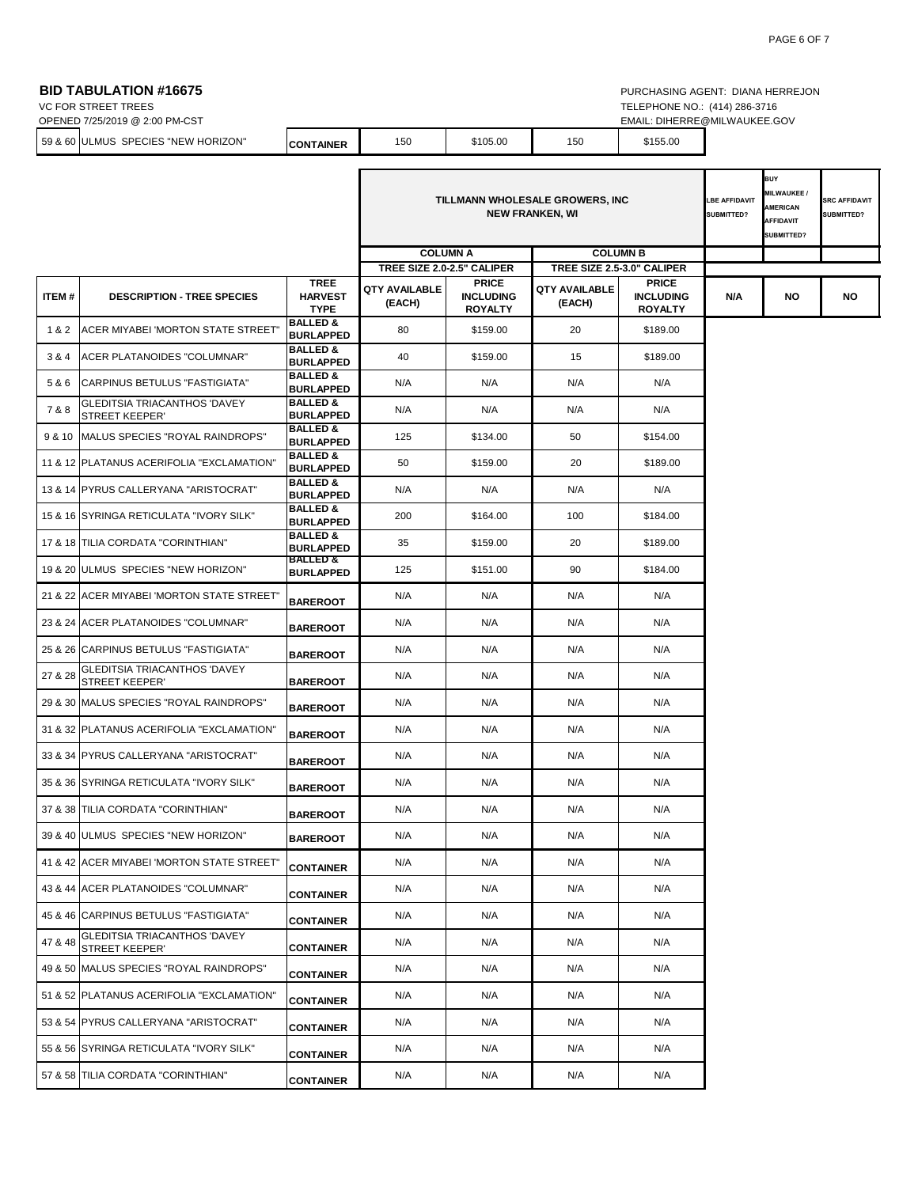**BID TABULATION #16675**

VC FOR STREET TREES

OPENED 7/25/2019 @ 2:00 PM-CST

PURCHASING AGENT: DIANA HERREJON

TELEPHONE NO.: (414) 286-3716

EMAIL: DIHERRE@MILWAUKEE.GOV

| | | | | | | |
|---|---|---|---|---|---|---|
| 59 & 60 | ULMUS SPECIES "NEW HORIZON" | CONTAINER | 150 | $105.00 | 150 | $155.00 |

| | | | TILLMANN WHOLESALE GROWERS, INC NEW FRANKEN, WI | | | | LBE AFFIDAVIT SUBMITTED? | BUY MILWAUKEE / AMERICAN AFFIDAVIT SUBMITTED? | SRC AFFIDAVIT SUBMITTED? |
|---|---|---|---|---|---|---|---|---|---|
| | | | COLUMN A | | COLUMN B | | | | |
| | | | TREE SIZE 2.0-2.5" CALIPER | | TREE SIZE 2.5-3.0" CALIPER | | | | |
| ITEM # | DESCRIPTION - TREE SPECIES | TREE HARVEST TYPE | QTY AVAILABLE (EACH) | PRICE INCLUDING ROYALTY | QTY AVAILABLE (EACH) | PRICE INCLUDING ROYALTY | N/A | NO | NO |
| 1 & 2 | ACER MIYABEI 'MORTON STATE STREET' | BALLED & BURLAPPED | 80 | $159.00 | 20 | $189.00 | | | |
| 3 & 4 | ACER PLATANOIDES "COLUMNAR" | BALLED & BURLAPPED | 40 | $159.00 | 15 | $189.00 | | | |
| 5 & 6 | CARPINUS BETULUS "FASTIGIATA" | BALLED & BURLAPPED | N/A | N/A | N/A | N/A | | | |
| 7 & 8 | GLEDITSIA TRIACANTHOS 'DAVEY STREET KEEPER' | BALLED & BURLAPPED | N/A | N/A | N/A | N/A | | | |
| 9 & 10 | MALUS SPECIES "ROYAL RAINDROPS" | BALLED & BURLAPPED | 125 | $134.00 | 50 | $154.00 | | | |
| 11 & 12 | PLATANUS ACERIFOLIA "EXCLAMATION" | BALLED & BURLAPPED | 50 | $159.00 | 20 | $189.00 | | | |
| 13 & 14 | PYRUS CALLERYANA "ARISTOCRAT" | BALLED & BURLAPPED | N/A | N/A | N/A | N/A | | | |
| 15 & 16 | SYRINGA RETICULATA "IVORY SILK" | BALLED & BURLAPPED | 200 | $164.00 | 100 | $184.00 | | | |
| 17 & 18 | TILIA CORDATA "CORINTHIAN" | BALLED & BURLAPPED | 35 | $159.00 | 20 | $189.00 | | | |
| 19 & 20 | ULMUS SPECIES "NEW HORIZON" | BALLED & BURLAPPED | 125 | $151.00 | 90 | $184.00 | | | |
| 21 & 22 | ACER MIYABEI 'MORTON STATE STREET' | BAREROOT | N/A | N/A | N/A | N/A | | | |
| 23 & 24 | ACER PLATANOIDES "COLUMNAR" | BAREROOT | N/A | N/A | N/A | N/A | | | |
| 25 & 26 | CARPINUS BETULUS "FASTIGIATA" | BAREROOT | N/A | N/A | N/A | N/A | | | |
| 27 & 28 | GLEDITSIA TRIACANTHOS 'DAVEY STREET KEEPER' | BAREROOT | N/A | N/A | N/A | N/A | | | |
| 29 & 30 | MALUS SPECIES "ROYAL RAINDROPS" | BAREROOT | N/A | N/A | N/A | N/A | | | |
| 31 & 32 | PLATANUS ACERIFOLIA "EXCLAMATION" | BAREROOT | N/A | N/A | N/A | N/A | | | |
| 33 & 34 | PYRUS CALLERYANA "ARISTOCRAT" | BAREROOT | N/A | N/A | N/A | N/A | | | |
| 35 & 36 | SYRINGA RETICULATA "IVORY SILK" | BAREROOT | N/A | N/A | N/A | N/A | | | |
| 37 & 38 | TILIA CORDATA "CORINTHIAN" | BAREROOT | N/A | N/A | N/A | N/A | | | |
| 39 & 40 | ULMUS SPECIES "NEW HORIZON" | BAREROOT | N/A | N/A | N/A | N/A | | | |
| 41 & 42 | ACER MIYABEI 'MORTON STATE STREET' | CONTAINER | N/A | N/A | N/A | N/A | | | |
| 43 & 44 | ACER PLATANOIDES "COLUMNAR" | CONTAINER | N/A | N/A | N/A | N/A | | | |
| 45 & 46 | CARPINUS BETULUS "FASTIGIATA" | CONTAINER | N/A | N/A | N/A | N/A | | | |
| 47 & 48 | GLEDITSIA TRIACANTHOS 'DAVEY STREET KEEPER' | CONTAINER | N/A | N/A | N/A | N/A | | | |
| 49 & 50 | MALUS SPECIES "ROYAL RAINDROPS" | CONTAINER | N/A | N/A | N/A | N/A | | | |
| 51 & 52 | PLATANUS ACERIFOLIA "EXCLAMATION" | CONTAINER | N/A | N/A | N/A | N/A | | | |
| 53 & 54 | PYRUS CALLERYANA "ARISTOCRAT" | CONTAINER | N/A | N/A | N/A | N/A | | | |
| 55 & 56 | SYRINGA RETICULATA "IVORY SILK" | CONTAINER | N/A | N/A | N/A | N/A | | | |
| 57 & 58 | TILIA CORDATA "CORINTHIAN" | CONTAINER | N/A | N/A | N/A | N/A | | | |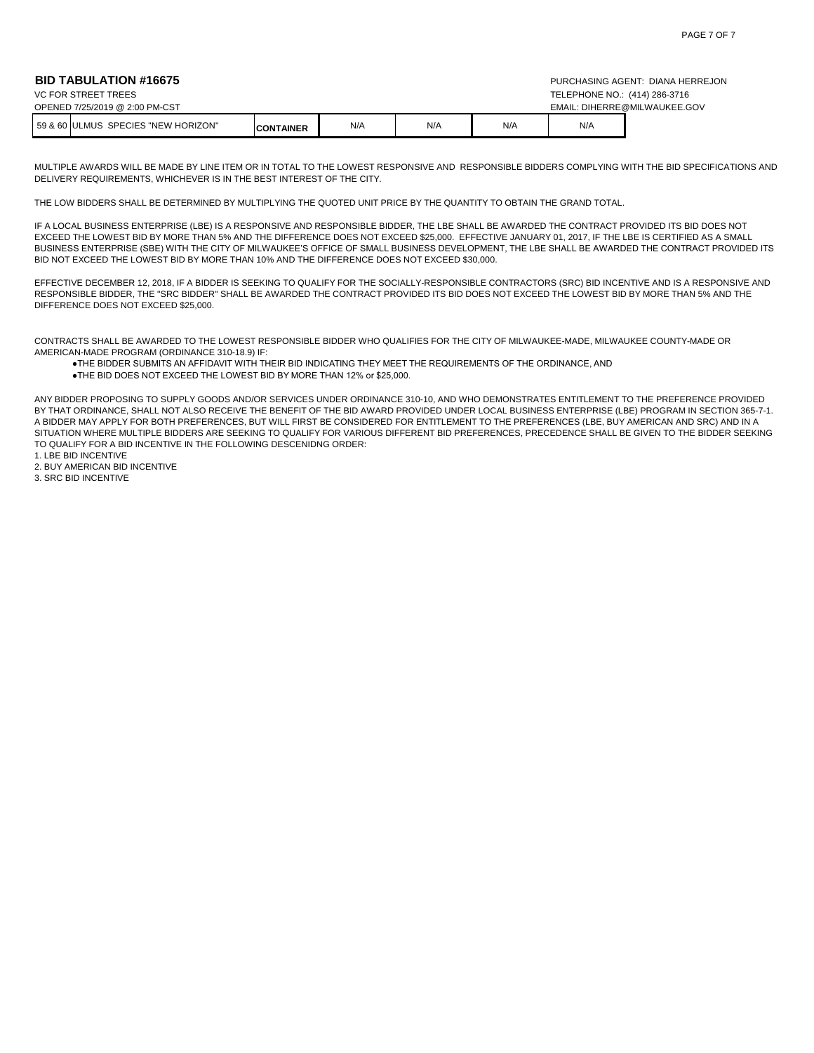## BID TABULATION #16675

VC FOR STREET TREES
OPENED 7/25/2019 @ 2:00 PM-CST

PURCHASING AGENT: DIANA HERREJON
TELEPHONE NO.: (414) 286-3716
EMAIL: DIHERRE@MILWAUKEE.GOV

| | | | | | | |
|---|---|---|---|---|---|---|
| 59 & 60 | ULMUS SPECIES "NEW HORIZON" | **CONTAINER** | N/A | N/A | N/A | N/A |

MULTIPLE AWARDS WILL BE MADE BY LINE ITEM OR IN TOTAL TO THE LOWEST RESPONSIVE AND RESPONSIBLE BIDDERS COMPLYING WITH THE BID SPECIFICATIONS AND DELIVERY REQUIREMENTS, WHICHEVER IS IN THE BEST INTEREST OF THE CITY.

THE LOW BIDDERS SHALL BE DETERMINED BY MULTIPLYING THE QUOTED UNIT PRICE BY THE QUANTITY TO OBTAIN THE GRAND TOTAL.

IF A LOCAL BUSINESS ENTERPRISE (LBE) IS A RESPONSIVE AND RESPONSIBLE BIDDER, THE LBE SHALL BE AWARDED THE CONTRACT PROVIDED ITS BID DOES NOT EXCEED THE LOWEST BID BY MORE THAN 5% AND THE DIFFERENCE DOES NOT EXCEED $25,000. EFFECTIVE JANUARY 01, 2017, IF THE LBE IS CERTIFIED AS A SMALL BUSINESS ENTERPRISE (SBE) WITH THE CITY OF MILWAUKEE'S OFFICE OF SMALL BUSINESS DEVELOPMENT, THE LBE SHALL BE AWARDED THE CONTRACT PROVIDED ITS BID NOT EXCEED THE LOWEST BID BY MORE THAN 10% AND THE DIFFERENCE DOES NOT EXCEED $30,000.

EFFECTIVE DECEMBER 12, 2018, IF A BIDDER IS SEEKING TO QUALIFY FOR THE SOCIALLY-RESPONSIBLE CONTRACTORS (SRC) BID INCENTIVE AND IS A RESPONSIVE AND RESPONSIBLE BIDDER, THE "SRC BIDDER" SHALL BE AWARDED THE CONTRACT PROVIDED ITS BID DOES NOT EXCEED THE LOWEST BID BY MORE THAN 5% AND THE DIFFERENCE DOES NOT EXCEED $25,000.

CONTRACTS SHALL BE AWARDED TO THE LOWEST RESPONSIBLE BIDDER WHO QUALIFIES FOR THE CITY OF MILWAUKEE-MADE, MILWAUKEE COUNTY-MADE OR AMERICAN-MADE PROGRAM (ORDINANCE 310-18.9) IF:

- THE BIDDER SUBMITS AN AFFIDAVIT WITH THEIR BID INDICATING THEY MEET THE REQUIREMENTS OF THE ORDINANCE, AND
- THE BID DOES NOT EXCEED THE LOWEST BID BY MORE THAN 12% or $25,000.

ANY BIDDER PROPOSING TO SUPPLY GOODS AND/OR SERVICES UNDER ORDINANCE 310-10, AND WHO DEMONSTRATES ENTITLEMENT TO THE PREFERENCE PROVIDED BY THAT ORDINANCE, SHALL NOT ALSO RECEIVE THE BENEFIT OF THE BID AWARD PROVIDED UNDER LOCAL BUSINESS ENTERPRISE (LBE) PROGRAM IN SECTION 365-7-1. A BIDDER MAY APPLY FOR BOTH PREFERENCES, BUT WILL FIRST BE CONSIDERED FOR ENTITLEMENT TO THE PREFERENCES (LBE, BUY AMERICAN AND SRC) AND IN A SITUATION WHERE MULTIPLE BIDDERS ARE SEEKING TO QUALIFY FOR VARIOUS DIFFERENT BID PREFERENCES, PRECEDENCE SHALL BE GIVEN TO THE BIDDER SEEKING TO QUALIFY FOR A BID INCENTIVE IN THE FOLLOWING DESCENIDNG ORDER:

1. LBE BID INCENTIVE
2. BUY AMERICAN BID INCENTIVE
3. SRC BID INCENTIVE